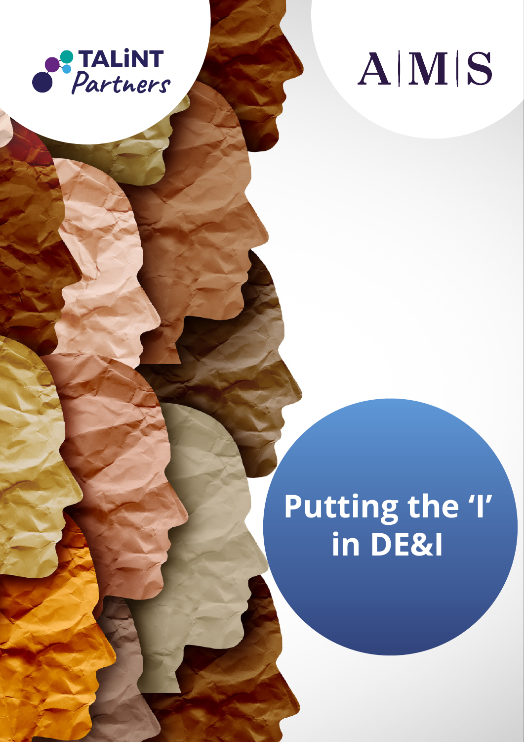TALiNT Partners

A|M|S

# Putting the 'I' in DE&I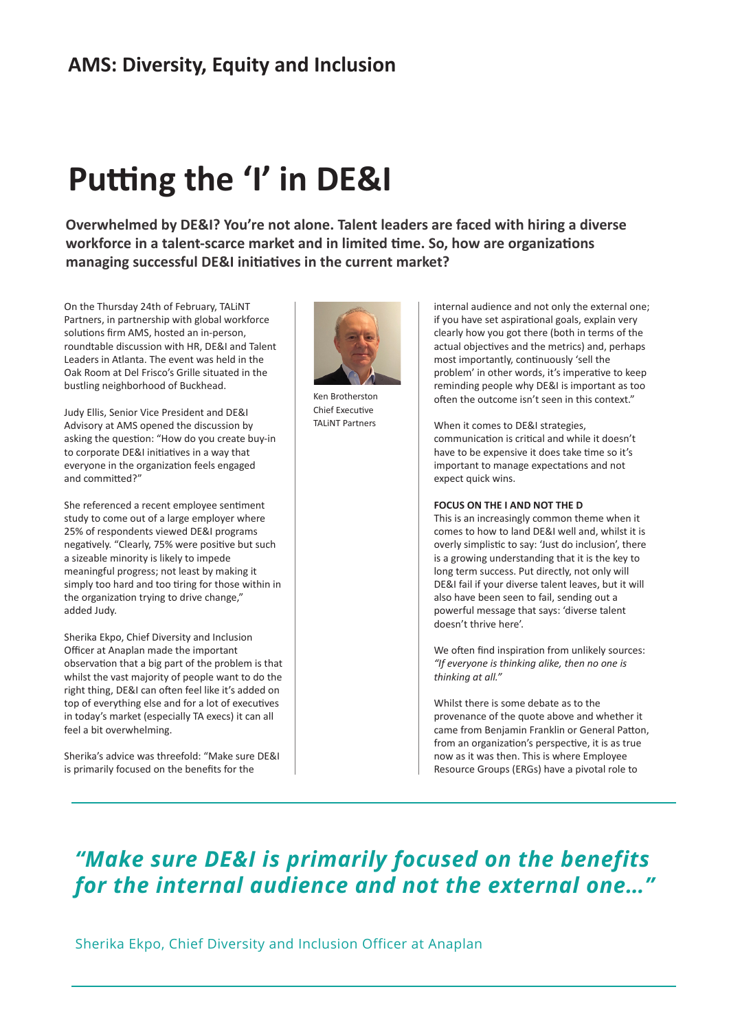## AMS: Diversity, Equity and Inclusion

# Putting the 'I' in DE&I

**Overwhelmed by DE&I? You're not alone. Talent leaders are faced with hiring a diverse workforce in a talent-scarce market and in limited time. So, how are organizations managing successful DE&I initiatives in the current market?**

On the Thursday 24th of February, TALiNT Partners, in partnership with global workforce solutions firm AMS, hosted an in-person, roundtable discussion with HR, DE&I and Talent Leaders in Atlanta. The event was held in the Oak Room at Del Frisco's Grille situated in the bustling neighborhood of Buckhead.

Judy Ellis, Senior Vice President and DE&I Advisory at AMS opened the discussion by asking the question: "How do you create buy-in to corporate DE&I initiatives in a way that everyone in the organization feels engaged and committed?"

She referenced a recent employee sentiment study to come out of a large employer where 25% of respondents viewed DE&I programs negatively. "Clearly, 75% were positive but such a sizeable minority is likely to impede meaningful progress; not least by making it simply too hard and too tiring for those within in the organization trying to drive change," added Judy.

Sherika Ekpo, Chief Diversity and Inclusion Officer at Anaplan made the important observation that a big part of the problem is that whilst the vast majority of people want to do the right thing, DE&I can often feel like it's added on top of everything else and for a lot of executives in today's market (especially TA execs) it can all feel a bit overwhelming.

Sherika's advice was threefold: "Make sure DE&I is primarily focused on the benefits for the internal audience and not only the external one; if you have set aspirational goals, explain very clearly how you got there (both in terms of the actual objectives and the metrics) and, perhaps most importantly, continuously 'sell the problem' in other words, it's imperative to keep reminding people why DE&I is important as too often the outcome isn't seen in this context."

Ken Brotherston
Chief Executive
TALiNT Partners

When it comes to DE&I strategies, communication is critical and while it doesn't have to be expensive it does take time so it's important to manage expectations and not expect quick wins.

**FOCUS ON THE I AND NOT THE D**

This is an increasingly common theme when it comes to how to land DE&I well and, whilst it is overly simplistic to say: 'Just do inclusion', there is a growing understanding that it is the key to long term success. Put directly, not only will DE&I fail if your diverse talent leaves, but it will also have been seen to fail, sending out a powerful message that says: 'diverse talent doesn't thrive here'.

We often find inspiration from unlikely sources: *"If everyone is thinking alike, then no one is thinking at all."*

Whilst there is some debate as to the provenance of the quote above and whether it came from Benjamin Franklin or General Patton, from an organization's perspective, it is as true now as it was then. This is where Employee Resource Groups (ERGs) have a pivotal role to

> *"Make sure DE&I is primarily focused on the benefits for the internal audience and not the external one..."*
>
> Sherika Ekpo, Chief Diversity and Inclusion Officer at Anaplan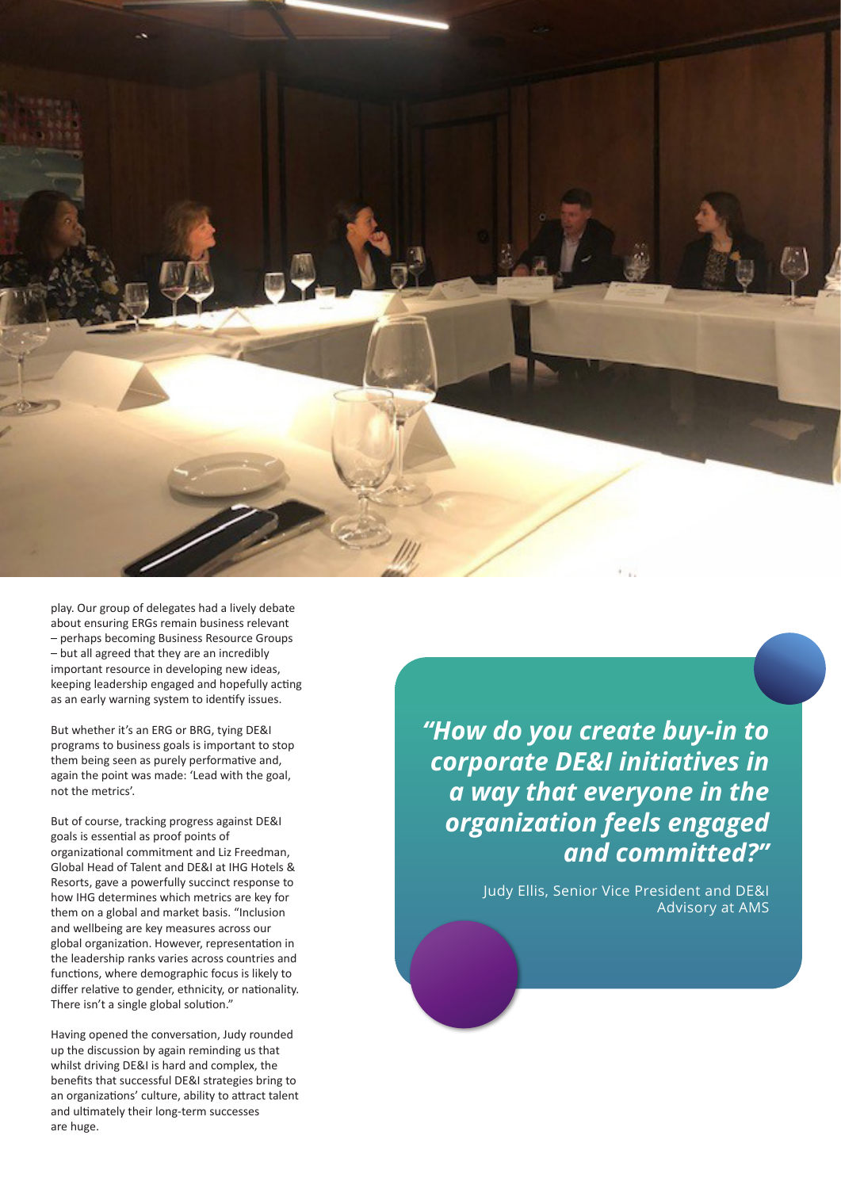play. Our group of delegates had a lively debate about ensuring ERGs remain business relevant – perhaps becoming Business Resource Groups – but all agreed that they are an incredibly important resource in developing new ideas, keeping leadership engaged and hopefully acting as an early warning system to identify issues.

But whether it's an ERG or BRG, tying DE&I programs to business goals is important to stop them being seen as purely performative and, again the point was made: 'Lead with the goal, not the metrics'.

But of course, tracking progress against DE&I goals is essential as proof points of organizational commitment and Liz Freedman, Global Head of Talent and DE&I at IHG Hotels & Resorts, gave a powerfully succinct response to how IHG determines which metrics are key for them on a global and market basis. "Inclusion and wellbeing are key measures across our global organization. However, representation in the leadership ranks varies across countries and functions, where demographic focus is likely to differ relative to gender, ethnicity, or nationality. There isn't a single global solution."

Having opened the conversation, Judy rounded up the discussion by again reminding us that whilst driving DE&I is hard and complex, the benefits that successful DE&I strategies bring to an organizations' culture, ability to attract talent and ultimately their long-term successes are huge.

> ***"How do you create buy-in to corporate DE&I initiatives in a way that everyone in the organization feels engaged and committed?"***
>
> Judy Ellis, Senior Vice President and DE&I Advisory at AMS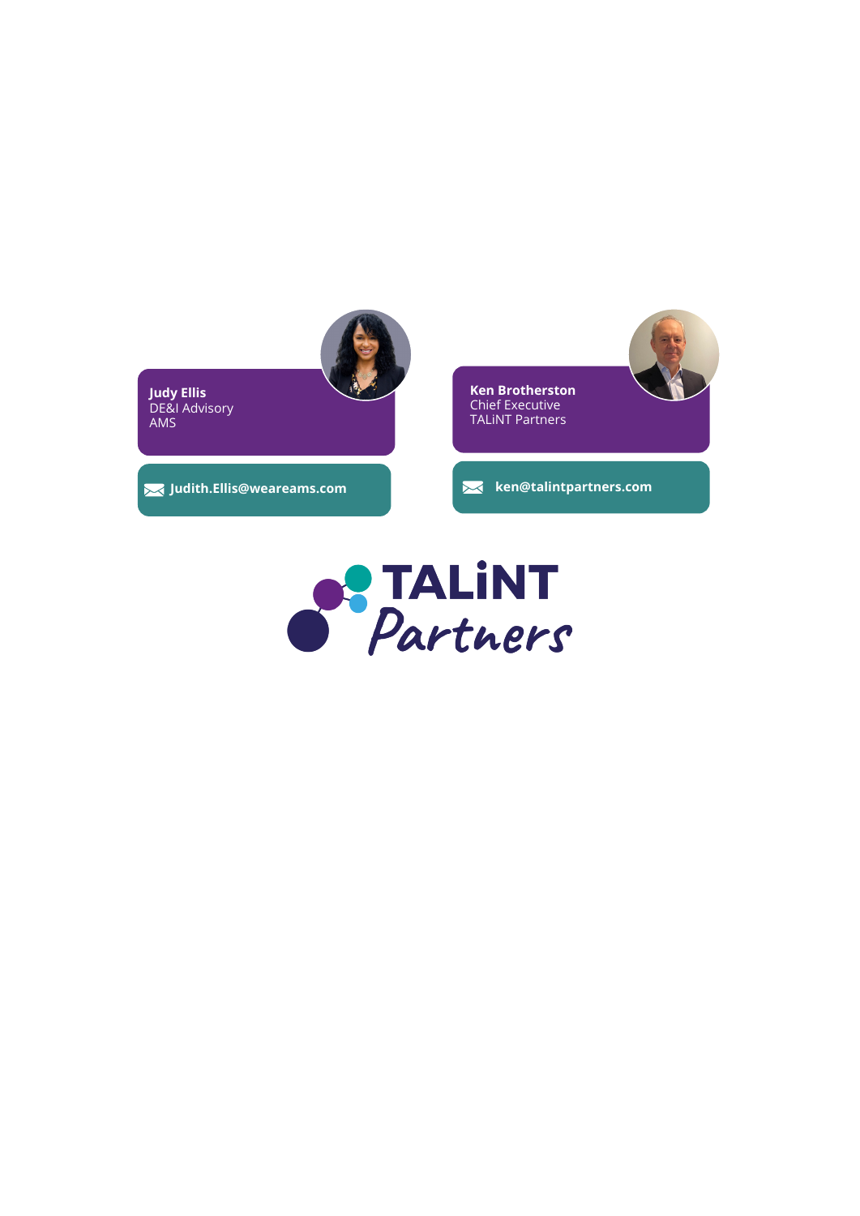**Judy Ellis**
DE&I Advisory
AMS

Judith.Ellis@weareams.com

**Ken Brotherston**
Chief Executive
TALiNT Partners

ken@talintpartners.com

TALiNT Partners